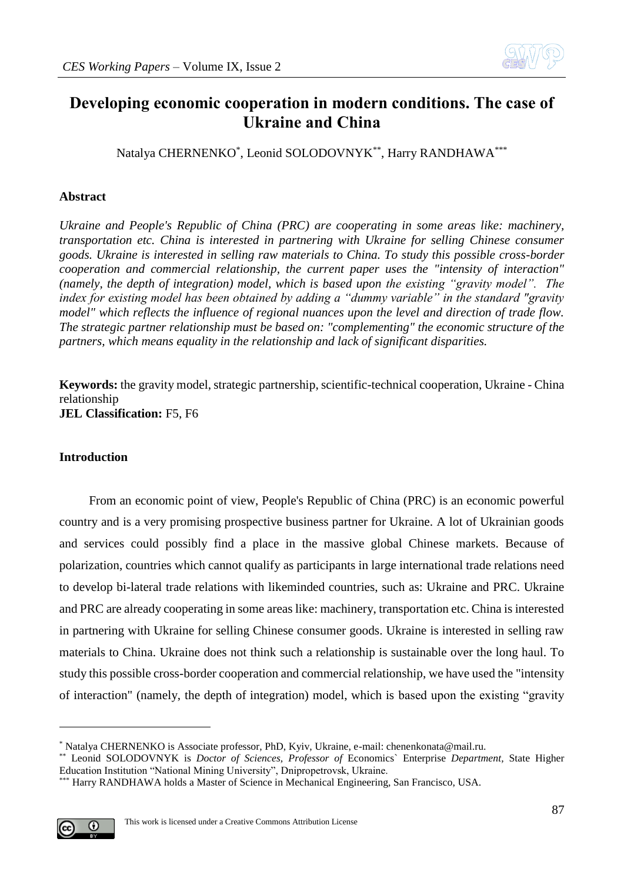# Developing economic cooperation in modern conditions. The case of Ukraine and China

Natalya CHERNENKO[*], Leonid SOLODOVNYK[**], Harry RANDHAWA[***]

## Abstract

*Ukraine and People's Republic of China (PRC) are cooperating in some areas like: machinery, transportation etc. China is interested in partnering with Ukraine for selling Chinese consumer goods. Ukraine is interested in selling raw materials to China. To study this possible cross-border cooperation and commercial relationship, the current paper uses the "intensity of interaction" (namely, the depth of integration) model, which is based upon the existing "gravity model". The index for existing model has been obtained by adding a "dummy variable" in the standard "gravity model" which reflects the influence of regional nuances upon the level and direction of trade flow. The strategic partner relationship must be based on: "complementing" the economic structure of the partners, which means equality in the relationship and lack of significant disparities.*

**Keywords:** the gravity model, strategic partnership, scientific-technical cooperation, Ukraine - China relationship

**JEL Classification:** F5, F6

## Introduction

From an economic point of view, People's Republic of China (PRC) is an economic powerful country and is a very promising prospective business partner for Ukraine. A lot of Ukrainian goods and services could possibly find a place in the massive global Chinese markets. Because of polarization, countries which cannot qualify as participants in large international trade relations need to develop bi-lateral trade relations with likeminded countries, such as: Ukraine and PRC. Ukraine and PRC are already cooperating in some areas like: machinery, transportation etc. China is interested in partnering with Ukraine for selling Chinese consumer goods. Ukraine is interested in selling raw materials to China. Ukraine does not think such a relationship is sustainable over the long haul. To study this possible cross-border cooperation and commercial relationship, we have used the "intensity of interaction" (namely, the depth of integration) model, which is based upon the existing "gravity

---

[*] Natalya CHERNENKO is Associate professor, PhD, Kyiv, Ukraine, e-mail: chenenkonata@mail.ru.

[**] Leonid SOLODOVNYK is *Doctor of Sciences, Professor of* Economics` Enterprise *Department*, State Higher Education Institution "National Mining University", Dnipropetrovsk, Ukraine.

[***] Harry RANDHAWA holds a Master of Science in Mechanical Engineering, San Francisco, USA.

This work is licensed under a Creative Commons Attribution License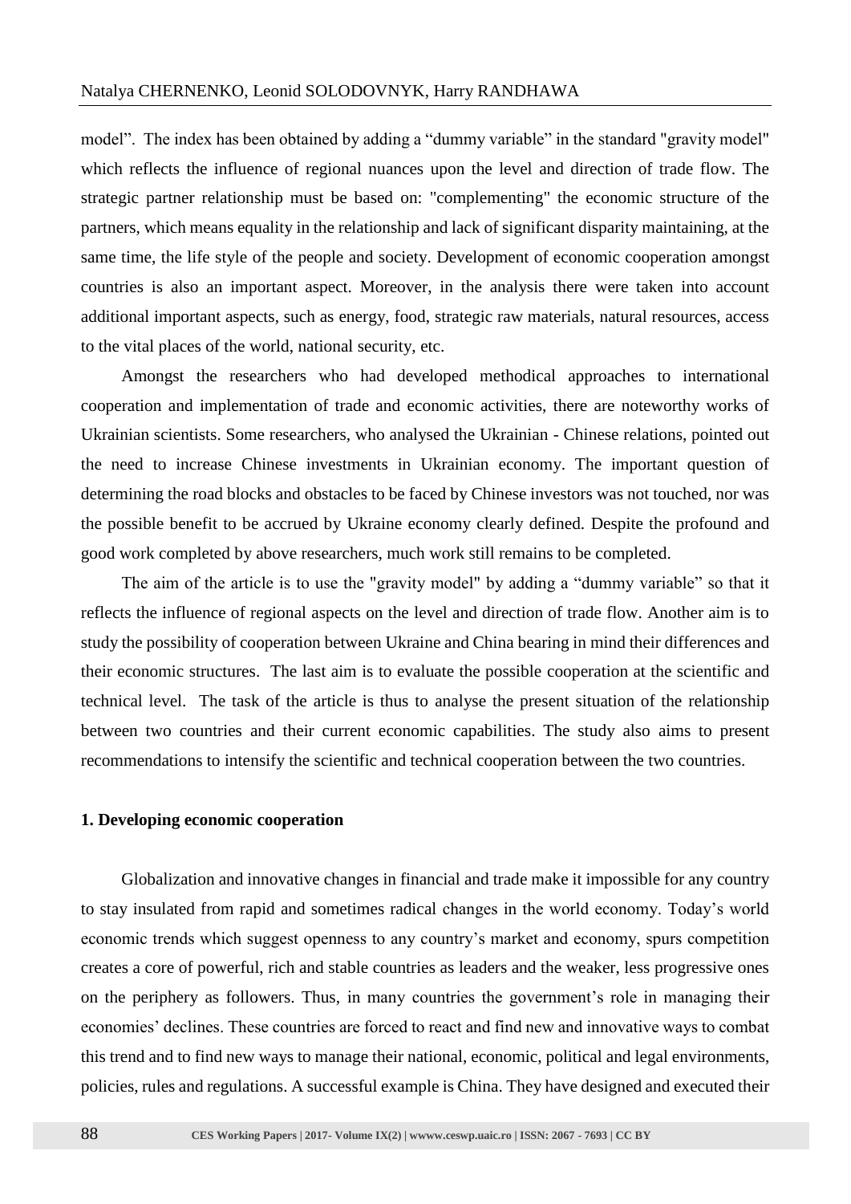model". The index has been obtained by adding a "dummy variable" in the standard "gravity model" which reflects the influence of regional nuances upon the level and direction of trade flow. The strategic partner relationship must be based on: "complementing" the economic structure of the partners, which means equality in the relationship and lack of significant disparity maintaining, at the same time, the life style of the people and society. Development of economic cooperation amongst countries is also an important aspect. Moreover, in the analysis there were taken into account additional important aspects, such as energy, food, strategic raw materials, natural resources, access to the vital places of the world, national security, etc.

Amongst the researchers who had developed methodical approaches to international cooperation and implementation of trade and economic activities, there are noteworthy works of Ukrainian scientists. Some researchers, who analysed the Ukrainian - Chinese relations, pointed out the need to increase Chinese investments in Ukrainian economy. The important question of determining the road blocks and obstacles to be faced by Chinese investors was not touched, nor was the possible benefit to be accrued by Ukraine economy clearly defined. Despite the profound and good work completed by above researchers, much work still remains to be completed.

The aim of the article is to use the "gravity model" by adding a "dummy variable" so that it reflects the influence of regional aspects on the level and direction of trade flow. Another aim is to study the possibility of cooperation between Ukraine and China bearing in mind their differences and their economic structures. The last aim is to evaluate the possible cooperation at the scientific and technical level. The task of the article is thus to analyse the present situation of the relationship between two countries and their current economic capabilities. The study also aims to present recommendations to intensify the scientific and technical cooperation between the two countries.

## 1. Developing economic cooperation

Globalization and innovative changes in financial and trade make it impossible for any country to stay insulated from rapid and sometimes radical changes in the world economy. Today's world economic trends which suggest openness to any country's market and economy, spurs competition creates a core of powerful, rich and stable countries as leaders and the weaker, less progressive ones on the periphery as followers. Thus, in many countries the government's role in managing their economies' declines. These countries are forced to react and find new and innovative ways to combat this trend and to find new ways to manage their national, economic, political and legal environments, policies, rules and regulations. A successful example is China. They have designed and executed their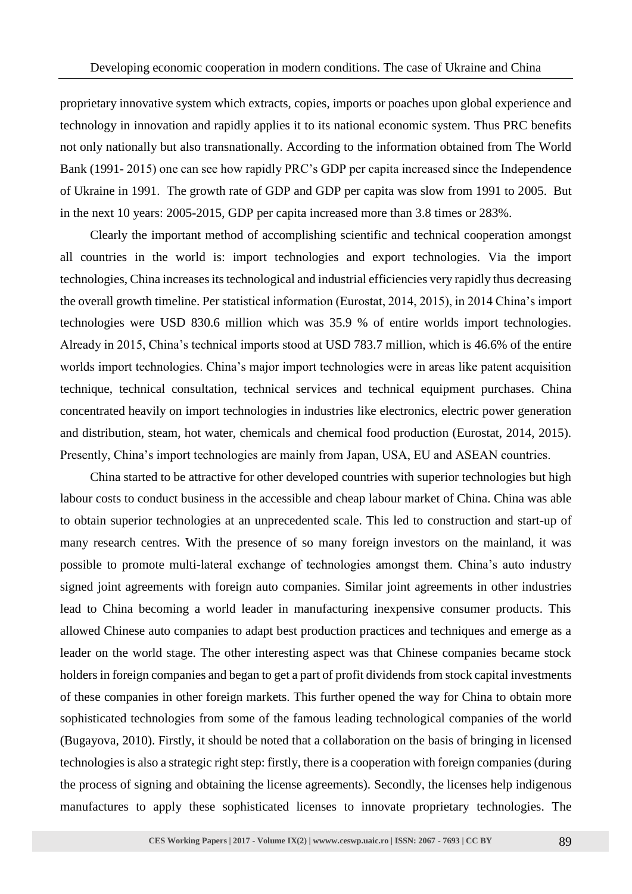proprietary innovative system which extracts, copies, imports or poaches upon global experience and technology in innovation and rapidly applies it to its national economic system. Thus PRC benefits not only nationally but also transnationally. According to the information obtained from The World Bank (1991- 2015) one can see how rapidly PRC's GDP per capita increased since the Independence of Ukraine in 1991. The growth rate of GDP and GDP per capita was slow from 1991 to 2005. But in the next 10 years: 2005-2015, GDP per capita increased more than 3.8 times or 283%.

Clearly the important method of accomplishing scientific and technical cooperation amongst all countries in the world is: import technologies and export technologies. Via the import technologies, China increases its technological and industrial efficiencies very rapidly thus decreasing the overall growth timeline. Per statistical information (Eurostat, 2014, 2015), in 2014 China's import technologies were USD 830.6 million which was 35.9 % of entire worlds import technologies. Already in 2015, China's technical imports stood at USD 783.7 million, which is 46.6% of the entire worlds import technologies. China's major import technologies were in areas like patent acquisition technique, technical consultation, technical services and technical equipment purchases. China concentrated heavily on import technologies in industries like electronics, electric power generation and distribution, steam, hot water, chemicals and chemical food production (Eurostat, 2014, 2015). Presently, China's import technologies are mainly from Japan, USA, EU and ASEAN countries.

China started to be attractive for other developed countries with superior technologies but high labour costs to conduct business in the accessible and cheap labour market of China. China was able to obtain superior technologies at an unprecedented scale. This led to construction and start-up of many research centres. With the presence of so many foreign investors on the mainland, it was possible to promote multi-lateral exchange of technologies amongst them. China's auto industry signed joint agreements with foreign auto companies. Similar joint agreements in other industries lead to China becoming a world leader in manufacturing inexpensive consumer products. This allowed Chinese auto companies to adapt best production practices and techniques and emerge as a leader on the world stage. The other interesting aspect was that Chinese companies became stock holders in foreign companies and began to get a part of profit dividends from stock capital investments of these companies in other foreign markets. This further opened the way for China to obtain more sophisticated technologies from some of the famous leading technological companies of the world (Bugayova, 2010). Firstly, it should be noted that a collaboration on the basis of bringing in licensed technologies is also a strategic right step: firstly, there is a cooperation with foreign companies (during the process of signing and obtaining the license agreements). Secondly, the licenses help indigenous manufactures to apply these sophisticated licenses to innovate proprietary technologies. The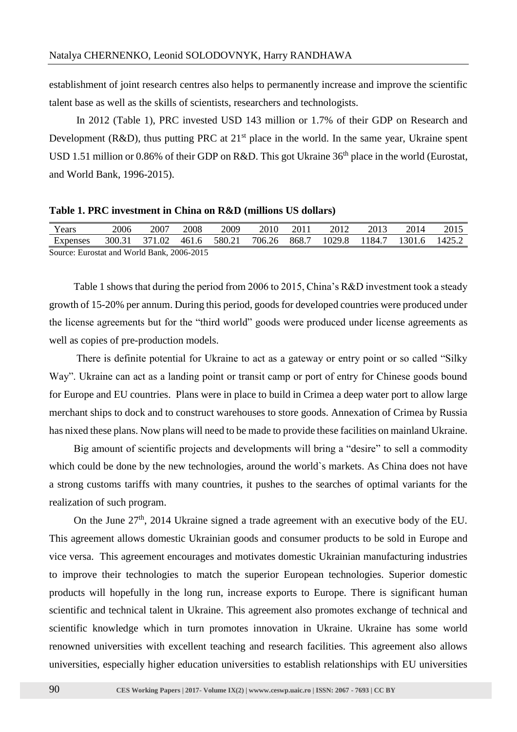establishment of joint research centres also helps to permanently increase and improve the scientific talent base as well as the skills of scientists, researchers and technologists.

In 2012 (Table 1), PRC invested USD 143 million or 1.7% of their GDP on Research and Development (R&D), thus putting PRC at 21[st] place in the world. In the same year, Ukraine spent USD 1.51 million or 0.86% of their GDP on R&D. This got Ukraine 36[th] place in the world (Eurostat, and World Bank, 1996-2015).

**Table 1. PRC investment in China on R&D (millions US dollars)**

| Years | 2006 | 2007 | 2008 | 2009 | 2010 | 2011 | 2012 | 2013 | 2014 | 2015 |
|---|---|---|---|---|---|---|---|---|---|---|
| Expenses | 300.31 | 371.02 | 461.6 | 580.21 | 706.26 | 868.7 | 1029.8 | 1184.7 | 1301.6 | 1425.2 |

Source: Eurostat and World Bank, 2006-2015

Table 1 shows that during the period from 2006 to 2015, China's R&D investment took a steady growth of 15-20% per annum. During this period, goods for developed countries were produced under the license agreements but for the "third world" goods were produced under license agreements as well as copies of pre-production models.

There is definite potential for Ukraine to act as a gateway or entry point or so called "Silky Way". Ukraine can act as a landing point or transit camp or port of entry for Chinese goods bound for Europe and EU countries. Plans were in place to build in Crimea a deep water port to allow large merchant ships to dock and to construct warehouses to store goods. Annexation of Crimea by Russia has nixed these plans. Now plans will need to be made to provide these facilities on mainland Ukraine.

Big amount of scientific projects and developments will bring a "desire" to sell a commodity which could be done by the new technologies, around the world`s markets. As China does not have a strong customs tariffs with many countries, it pushes to the searches of optimal variants for the realization of such program.

On the June 27[th], 2014 Ukraine signed a trade agreement with an executive body of the EU. This agreement allows domestic Ukrainian goods and consumer products to be sold in Europe and vice versa. This agreement encourages and motivates domestic Ukrainian manufacturing industries to improve their technologies to match the superior European technologies. Superior domestic products will hopefully in the long run, increase exports to Europe. There is significant human scientific and technical talent in Ukraine. This agreement also promotes exchange of technical and scientific knowledge which in turn promotes innovation in Ukraine. Ukraine has some world renowned universities with excellent teaching and research facilities. This agreement also allows universities, especially higher education universities to establish relationships with EU universities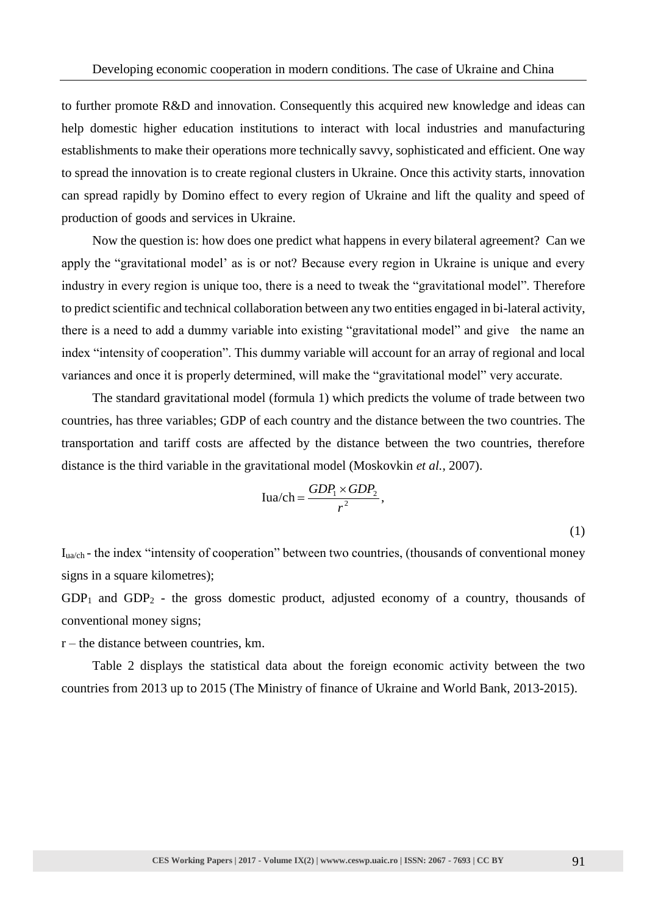to further promote R&D and innovation. Consequently this acquired new knowledge and ideas can help domestic higher education institutions to interact with local industries and manufacturing establishments to make their operations more technically savvy, sophisticated and efficient. One way to spread the innovation is to create regional clusters in Ukraine. Once this activity starts, innovation can spread rapidly by Domino effect to every region of Ukraine and lift the quality and speed of production of goods and services in Ukraine.

Now the question is: how does one predict what happens in every bilateral agreement? Can we apply the "gravitational model' as is or not? Because every region in Ukraine is unique and every industry in every region is unique too, there is a need to tweak the "gravitational model". Therefore to predict scientific and technical collaboration between any two entities engaged in bi-lateral activity, there is a need to add a dummy variable into existing "gravitational model" and give the name an index "intensity of cooperation". This dummy variable will account for an array of regional and local variances and once it is properly determined, will make the "gravitational model" very accurate.

The standard gravitational model (formula 1) which predicts the volume of trade between two countries, has three variables; GDP of each country and the distance between the two countries. The transportation and tariff costs are affected by the distance between the two countries, therefore distance is the third variable in the gravitational model (Moskovkin *et al.*, 2007).

$$\text{Iua/ch} = \frac{GDP_1 \times GDP_2}{r^2}, \tag{1}$$

$I_{ua/ch}$ - the index "intensity of cooperation" between two countries, (thousands of conventional money signs in a square kilometres);

$GDP_1$ and $GDP_2$ - the gross domestic product, adjusted economy of a country, thousands of conventional money signs;

r – the distance between countries, km.

Table 2 displays the statistical data about the foreign economic activity between the two countries from 2013 up to 2015 (The Ministry of finance of Ukraine and World Bank, 2013-2015).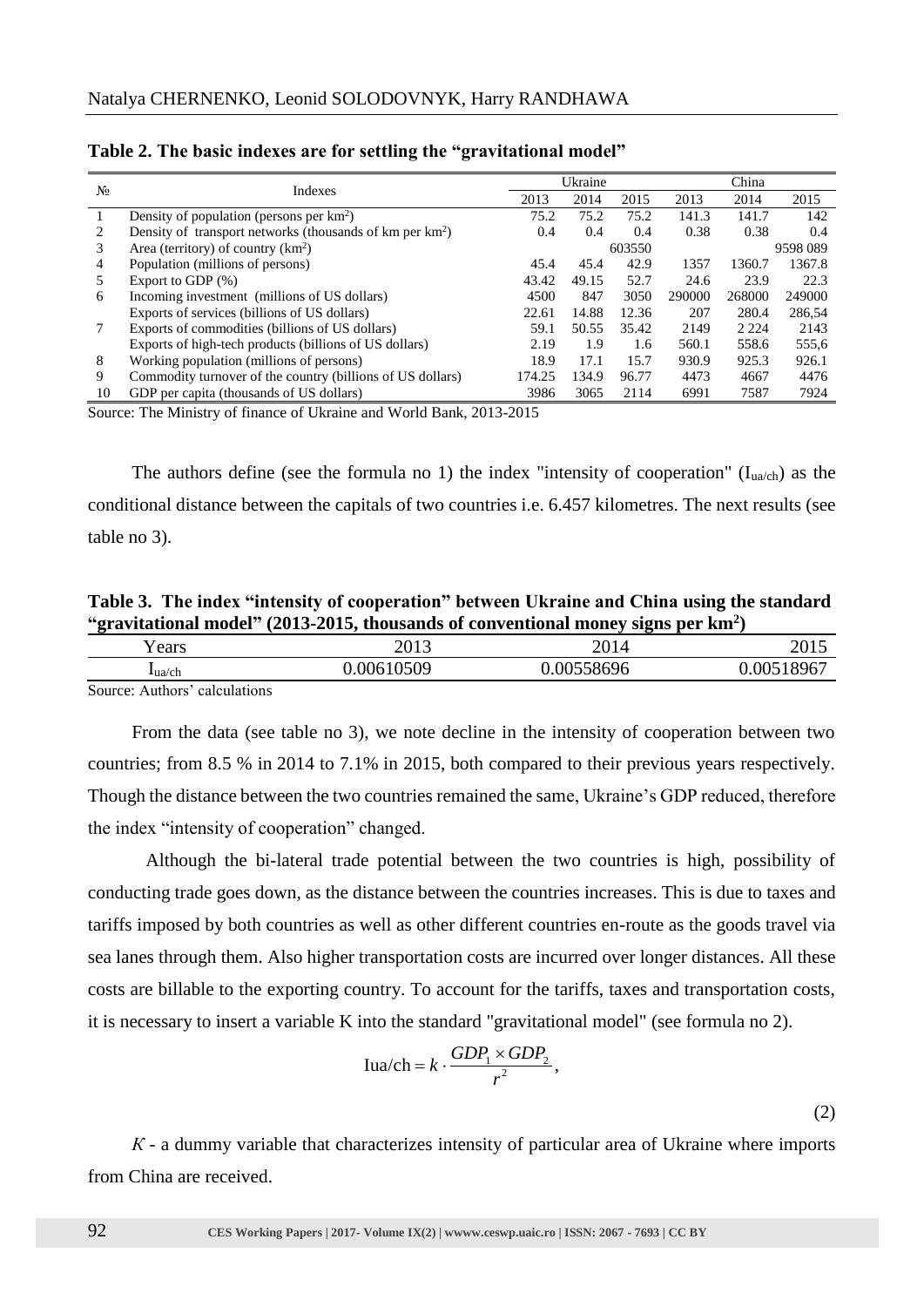**Table 2. The basic indexes are for settling the "gravitational model"**

| № | Indexes | Ukraine | | | China | | |
|---|---|---|---|---|---|---|---|
| | | 2013 | 2014 | 2015 | 2013 | 2014 | 2015 |
| 1 | Density of population (persons per km$^2$) | 75.2 | 75.2 | 75.2 | 141.3 | 141.7 | 142 |
| 2 | Density of transport networks (thousands of km per km$^2$) | 0.4 | 0.4 | 0.4 | 0.38 | 0.38 | 0.4 |
| 3 | Area (territory) of country (km$^2$) | | 603550 | | | | 9598 089 |
| 4 | Population (millions of persons) | 45.4 | 45.4 | 42.9 | 1357 | 1360.7 | 1367.8 |
| 5 | Export to GDP (%) | 43.42 | 49.15 | 52.7 | 24.6 | 23.9 | 22.3 |
| 6 | Incoming investment (millions of US dollars) | 4500 | 847 | 3050 | 290000 | 268000 | 249000 |
| | Exports of services (billions of US dollars) | 22.61 | 14.88 | 12.36 | 207 | 280.4 | 286,54 |
| 7 | Exports of commodities (billions of US dollars) | 59.1 | 50.55 | 35.42 | 2149 | 2 224 | 2143 |
| | Exports of high-tech products (billions of US dollars) | 2.19 | 1.9 | 1.6 | 560.1 | 558.6 | 555,6 |
| 8 | Working population (millions of persons) | 18.9 | 17.1 | 15.7 | 930.9 | 925.3 | 926.1 |
| 9 | Commodity turnover of the country (billions of US dollars) | 174.25 | 134.9 | 96.77 | 4473 | 4667 | 4476 |
| 10 | GDP per capita (thousands of US dollars) | 3986 | 3065 | 2114 | 6991 | 7587 | 7924 |

Source: The Ministry of finance of Ukraine and World Bank, 2013-2015

The authors define (see the formula no 1) the index "intensity of cooperation" ($I_{ua/ch}$) as the conditional distance between the capitals of two countries i.e. 6.457 kilometres. The next results (see table no 3).

**Table 3. The index "intensity of cooperation" between Ukraine and China using the standard "gravitational model" (2013-2015, thousands of conventional money signs per km$^2$)**

| Years | 2013 | 2014 | 2015 |
|---|---|---|---|
| $I_{ua/ch}$ | 0.00610509 | 0.00558696 | 0.00518967 |

Source: Authors' calculations

From the data (see table no 3), we note decline in the intensity of cooperation between two countries; from 8.5 % in 2014 to 7.1% in 2015, both compared to their previous years respectively. Though the distance between the two countries remained the same, Ukraine's GDP reduced, therefore the index "intensity of cooperation" changed.

Although the bi-lateral trade potential between the two countries is high, possibility of conducting trade goes down, as the distance between the countries increases. This is due to taxes and tariffs imposed by both countries as well as other different countries en-route as the goods travel via sea lanes through them. Also higher transportation costs are incurred over longer distances. All these costs are billable to the exporting country. To account for the tariffs, taxes and transportation costs, it is necessary to insert a variable K into the standard "gravitational model" (see formula no 2).

$$\text{Iua/ch} = k \cdot \frac{GDP_1 \times GDP_2}{r^2}, \tag{2}$$

$K$ - a dummy variable that characterizes intensity of particular area of Ukraine where imports from China are received.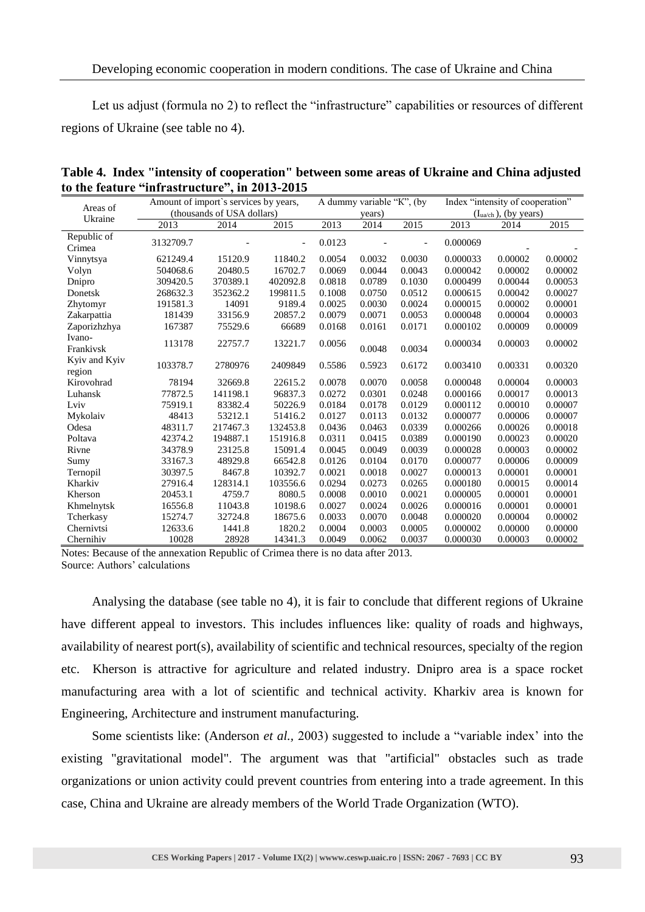Let us adjust (formula no 2) to reflect the "infrastructure" capabilities or resources of different regions of Ukraine (see table no 4).

**Table 4. Index "intensity of cooperation" between some areas of Ukraine and China adjusted to the feature "infrastructure", in 2013-2015**

| Areas of Ukraine | Amount of import`s services by years, (thousands of USA dollars) | | | A dummy variable "K", (by years) | | | Index "intensity of cooperation" ($I_{ua/ch}$), (by years) | | |
|---|---|---|---|---|---|---|---|---|---|
| | 2013 | 2014 | 2015 | 2013 | 2014 | 2015 | 2013 | 2014 | 2015 |
| Republic of Crimea | 3132709.7 | - | - | 0.0123 | - | - | 0.000069 | - | - |
| Vinnytsya | 621249.4 | 15120.9 | 11840.2 | 0.0054 | 0.0032 | 0.0030 | 0.000033 | 0.00002 | 0.00002 |
| Volyn | 504068.6 | 20480.5 | 16702.7 | 0.0069 | 0.0044 | 0.0043 | 0.000042 | 0.00002 | 0.00002 |
| Dnipro | 309420.5 | 370389.1 | 402092.8 | 0.0818 | 0.0789 | 0.1030 | 0.000499 | 0.00044 | 0.00053 |
| Donetsk | 268632.3 | 352362.2 | 199811.5 | 0.1008 | 0.0750 | 0.0512 | 0.000615 | 0.00042 | 0.00027 |
| Zhytomyr | 191581.3 | 14091 | 9189.4 | 0.0025 | 0.0030 | 0.0024 | 0.000015 | 0.00002 | 0.00001 |
| Zakarpattia | 181439 | 33156.9 | 20857.2 | 0.0079 | 0.0071 | 0.0053 | 0.000048 | 0.00004 | 0.00003 |
| Zaporizhzhya | 167387 | 75529.6 | 66689 | 0.0168 | 0.0161 | 0.0171 | 0.000102 | 0.00009 | 0.00009 |
| Ivano-Frankivsk | 113178 | 22757.7 | 13221.7 | 0.0056 | 0.0048 | 0.0034 | 0.000034 | 0.00003 | 0.00002 |
| Kyiv and Kyiv region | 103378.7 | 2780976 | 2409849 | 0.5586 | 0.5923 | 0.6172 | 0.003410 | 0.00331 | 0.00320 |
| Kirovohrad | 78194 | 32669.8 | 22615.2 | 0.0078 | 0.0070 | 0.0058 | 0.000048 | 0.00004 | 0.00003 |
| Luhansk | 77872.5 | 141198.1 | 96837.3 | 0.0272 | 0.0301 | 0.0248 | 0.000166 | 0.00017 | 0.00013 |
| Lviv | 75919.1 | 83382.4 | 50226.9 | 0.0184 | 0.0178 | 0.0129 | 0.000112 | 0.00010 | 0.00007 |
| Mykolaiv | 48413 | 53212.1 | 51416.2 | 0.0127 | 0.0113 | 0.0132 | 0.000077 | 0.00006 | 0.00007 |
| Odesa | 48311.7 | 217467.3 | 132453.8 | 0.0436 | 0.0463 | 0.0339 | 0.000266 | 0.00026 | 0.00018 |
| Poltava | 42374.2 | 194887.1 | 151916.8 | 0.0311 | 0.0415 | 0.0389 | 0.000190 | 0.00023 | 0.00020 |
| Rivne | 34378.9 | 23125.8 | 15091.4 | 0.0045 | 0.0049 | 0.0039 | 0.000028 | 0.00003 | 0.00002 |
| Sumy | 33167.3 | 48929.8 | 66542.8 | 0.0126 | 0.0104 | 0.0170 | 0.000077 | 0.00006 | 0.00009 |
| Ternopil | 30397.5 | 8467.8 | 10392.7 | 0.0021 | 0.0018 | 0.0027 | 0.000013 | 0.00001 | 0.00001 |
| Kharkiv | 27916.4 | 128314.1 | 103556.6 | 0.0294 | 0.0273 | 0.0265 | 0.000180 | 0.00015 | 0.00014 |
| Kherson | 20453.1 | 4759.7 | 8080.5 | 0.0008 | 0.0010 | 0.0021 | 0.000005 | 0.00001 | 0.00001 |
| Khmelnytsk | 16556.8 | 11043.8 | 10198.6 | 0.0027 | 0.0024 | 0.0026 | 0.000016 | 0.00001 | 0.00001 |
| Tcherkasy | 15274.7 | 32724.8 | 18675.6 | 0.0033 | 0.0070 | 0.0048 | 0.000020 | 0.00004 | 0.00002 |
| Chernivtsi | 12633.6 | 1441.8 | 1820.2 | 0.0004 | 0.0003 | 0.0005 | 0.000002 | 0.00000 | 0.00000 |
| Chernihiv | 10028 | 28928 | 14341.3 | 0.0049 | 0.0062 | 0.0037 | 0.000030 | 0.00003 | 0.00002 |

Notes: Because of the annexation Republic of Crimea there is no data after 2013.
Source: Authors' calculations

Analysing the database (see table no 4), it is fair to conclude that different regions of Ukraine have different appeal to investors. This includes influences like: quality of roads and highways, availability of nearest port(s), availability of scientific and technical resources, specialty of the region etc. Kherson is attractive for agriculture and related industry. Dnipro area is a space rocket manufacturing area with a lot of scientific and technical activity. Kharkiv area is known for Engineering, Architecture and instrument manufacturing.

Some scientists like: (Anderson *et al.*, 2003) suggested to include a "variable index' into the existing "gravitational model". The argument was that "artificial" obstacles such as trade organizations or union activity could prevent countries from entering into a trade agreement. In this case, China and Ukraine are already members of the World Trade Organization (WTO).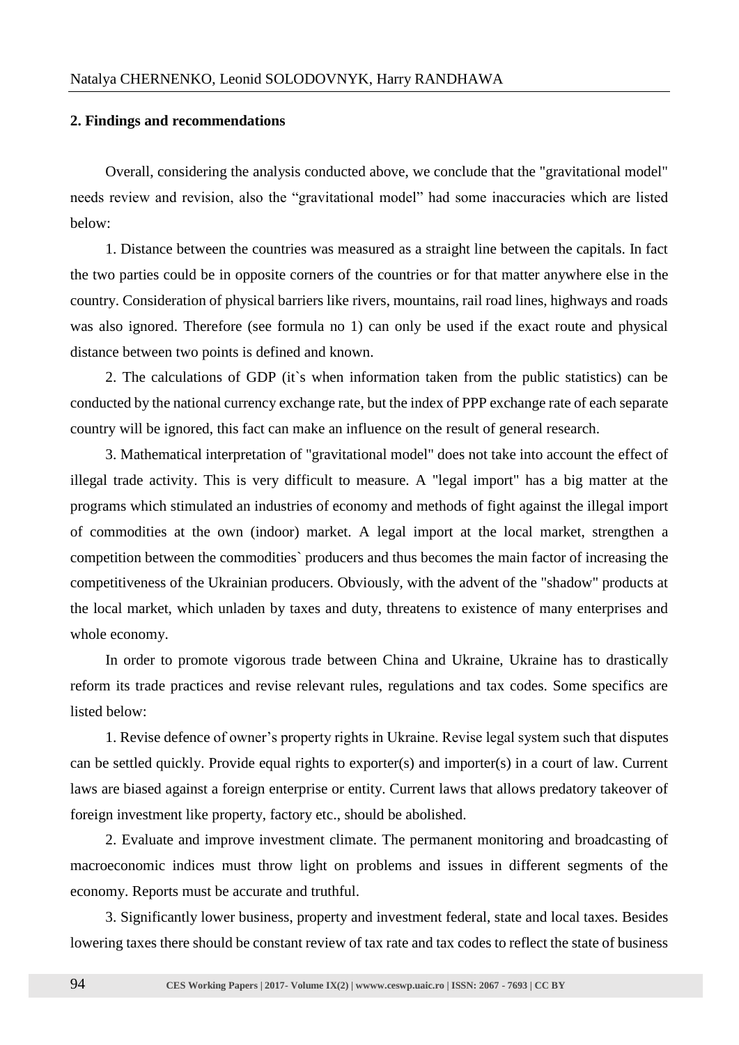## 2. Findings and recommendations

Overall, considering the analysis conducted above, we conclude that the "gravitational model" needs review and revision, also the “gravitational model” had some inaccuracies which are listed below:

1. Distance between the countries was measured as a straight line between the capitals. In fact the two parties could be in opposite corners of the countries or for that matter anywhere else in the country. Consideration of physical barriers like rivers, mountains, rail road lines, highways and roads was also ignored. Therefore (see formula no 1) can only be used if the exact route and physical distance between two points is defined and known.

2. The calculations of GDP (it`s when information taken from the public statistics) can be conducted by the national currency exchange rate, but the index of PPP exchange rate of each separate country will be ignored, this fact can make an influence on the result of general research.

3. Mathematical interpretation of "gravitational model" does not take into account the effect of illegal trade activity. This is very difficult to measure. A "legal import" has a big matter at the programs which stimulated an industries of economy and methods of fight against the illegal import of commodities at the own (indoor) market. A legal import at the local market, strengthen a competition between the commodities` producers and thus becomes the main factor of increasing the competitiveness of the Ukrainian producers. Obviously, with the advent of the "shadow" products at the local market, which unladen by taxes and duty, threatens to existence of many enterprises and whole economy.

In order to promote vigorous trade between China and Ukraine, Ukraine has to drastically reform its trade practices and revise relevant rules, regulations and tax codes. Some specifics are listed below:

1. Revise defence of owner’s property rights in Ukraine. Revise legal system such that disputes can be settled quickly. Provide equal rights to exporter(s) and importer(s) in a court of law. Current laws are biased against a foreign enterprise or entity. Current laws that allows predatory takeover of foreign investment like property, factory etc., should be abolished.

2. Evaluate and improve investment climate. The permanent monitoring and broadcasting of macroeconomic indices must throw light on problems and issues in different segments of the economy. Reports must be accurate and truthful.

3. Significantly lower business, property and investment federal, state and local taxes. Besides lowering taxes there should be constant review of tax rate and tax codes to reflect the state of business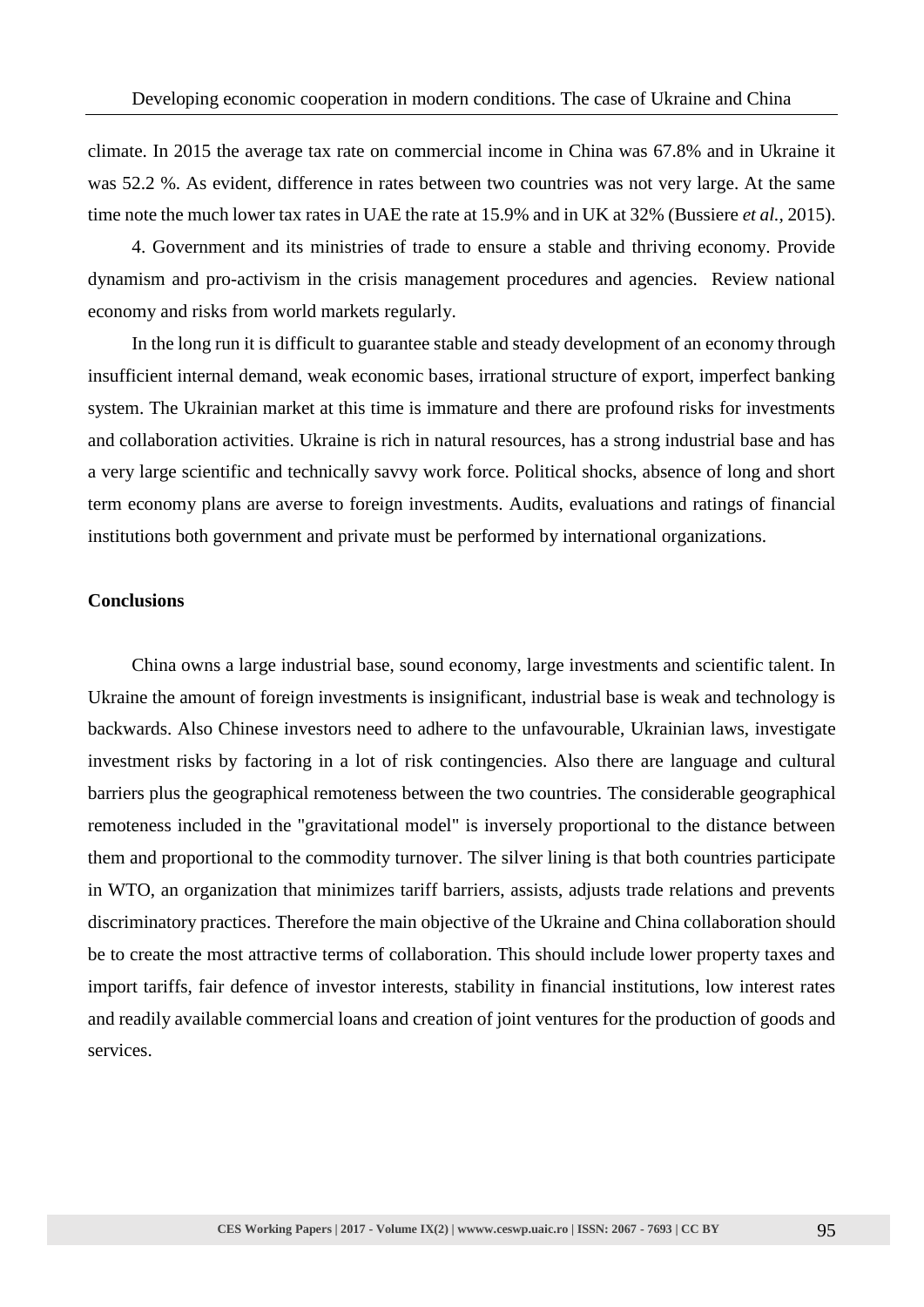climate. In 2015 the average tax rate on commercial income in China was 67.8% and in Ukraine it was 52.2 %. As evident, difference in rates between two countries was not very large. At the same time note the much lower tax rates in UAE the rate at 15.9% and in UK at 32% (Bussiere *et al.*, 2015).

4. Government and its ministries of trade to ensure a stable and thriving economy. Provide dynamism and pro-activism in the crisis management procedures and agencies. Review national economy and risks from world markets regularly.

In the long run it is difficult to guarantee stable and steady development of an economy through insufficient internal demand, weak economic bases, irrational structure of export, imperfect banking system. The Ukrainian market at this time is immature and there are profound risks for investments and collaboration activities. Ukraine is rich in natural resources, has a strong industrial base and has a very large scientific and technically savvy work force. Political shocks, absence of long and short term economy plans are averse to foreign investments. Audits, evaluations and ratings of financial institutions both government and private must be performed by international organizations.

## Conclusions

China owns a large industrial base, sound economy, large investments and scientific talent. In Ukraine the amount of foreign investments is insignificant, industrial base is weak and technology is backwards. Also Chinese investors need to adhere to the unfavourable, Ukrainian laws, investigate investment risks by factoring in a lot of risk contingencies. Also there are language and cultural barriers plus the geographical remoteness between the two countries. The considerable geographical remoteness included in the "gravitational model" is inversely proportional to the distance between them and proportional to the commodity turnover. The silver lining is that both countries participate in WTO, an organization that minimizes tariff barriers, assists, adjusts trade relations and prevents discriminatory practices. Therefore the main objective of the Ukraine and China collaboration should be to create the most attractive terms of collaboration. This should include lower property taxes and import tariffs, fair defence of investor interests, stability in financial institutions, low interest rates and readily available commercial loans and creation of joint ventures for the production of goods and services.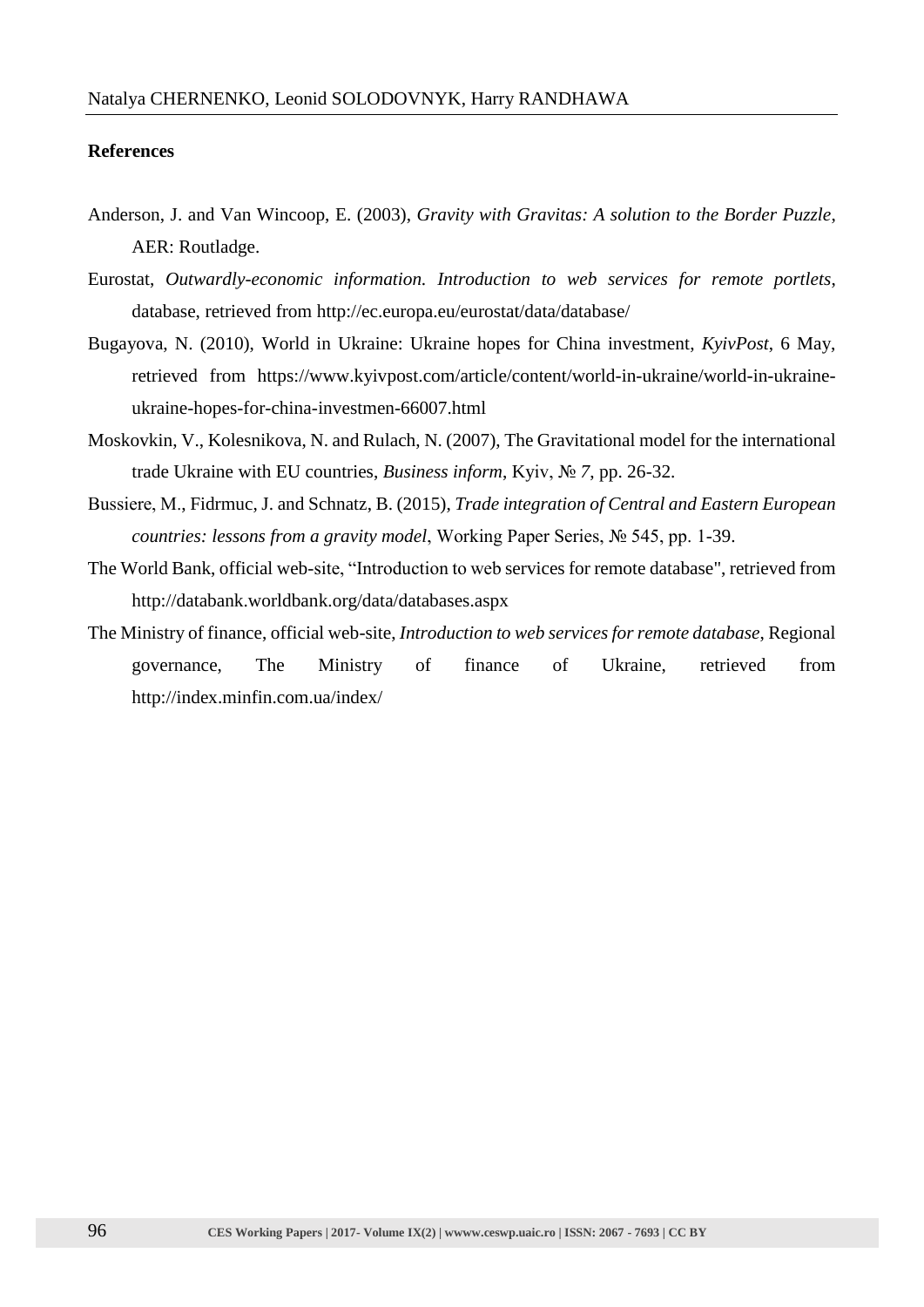**References**

Anderson, J. and Van Wincoop, E. (2003), *Gravity with Gravitas: A solution to the Border Puzzle*, AER: Routladge.

Eurostat, *Outwardly-economic information. Introduction to web services for remote portlets*, database, retrieved from http://ec.europa.eu/eurostat/data/database/

Bugayova, N. (2010), World in Ukraine: Ukraine hopes for China investment, *KyivPost*, 6 May, retrieved from https://www.kyivpost.com/article/content/world-in-ukraine/world-in-ukraine-ukraine-hopes-for-china-investmen-66007.html

Moskovkin, V., Kolesnikova, N. and Rulach, N. (2007), The Gravitational model for the international trade Ukraine with EU countries, *Business inform*, Kyiv, № *7*, pp. 26-32.

Bussiere, M., Fidrmuc, J. and Schnatz, B. (2015), *Trade integration of Central and Eastern European countries: lessons from a gravity model*, Working Paper Series, № 545, pp. 1-39.

The World Bank, official web-site, "Introduction to web services for remote database", retrieved from http://databank.worldbank.org/data/databases.aspx

The Ministry of finance, official web-site, *Introduction to web services for remote database*, Regional governance, The Ministry of finance of Ukraine, retrieved from http://index.minfin.com.ua/index/